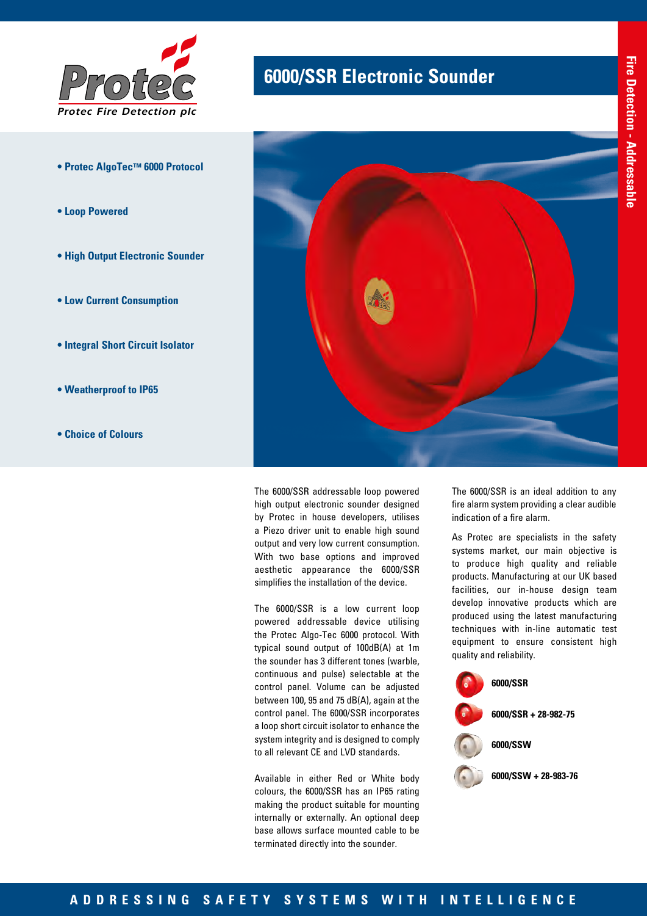Protec

Protec Fire Detection plc

# 6000/SSR Electronic Sounder

Fire Detection - Addressable

- Protec AlgoTec™ 6000 Protocol
- Loop Powered
- High Output Electronic Sounder
- Low Current Consumption
- Integral Short Circuit Isolator
- Weatherproof to IP65
- Choice of Colours

The 6000/SSR addressable loop powered high output electronic sounder designed by Protec in house developers, utilises a Piezo driver unit to enable high sound output and very low current consumption. With two base options and improved aesthetic appearance the 6000/SSR simplifies the installation of the device.

The 6000/SSR is a low current loop powered addressable device utilising the Protec Algo-Tec 6000 protocol. With typical sound output of 100dB(A) at 1m the sounder has 3 different tones (warble, continuous and pulse) selectable at the control panel. Volume can be adjusted between 100, 95 and 75 dB(A), again at the control panel. The 6000/SSR incorporates a loop short circuit isolator to enhance the system integrity and is designed to comply to all relevant CE and LVD standards.

Available in either Red or White body colours, the 6000/SSR has an IP65 rating making the product suitable for mounting internally or externally. An optional deep base allows surface mounted cable to be terminated directly into the sounder.

The 6000/SSR is an ideal addition to any fire alarm system providing a clear audible indication of a fire alarm.

As Protec are specialists in the safety systems market, our main objective is to produce high quality and reliable products. Manufacturing at our UK based facilities, our in-house design team develop innovative products which are produced using the latest manufacturing techniques with in-line automatic test equipment to ensure consistent high quality and reliability.

**6000/SSR**

**6000/SSR + 28-982-75**

**6000/SSW**

**6000/SSW + 28-983-76**

ADDRESSING SAFETY SYSTEMS WITH INTELLIGENCE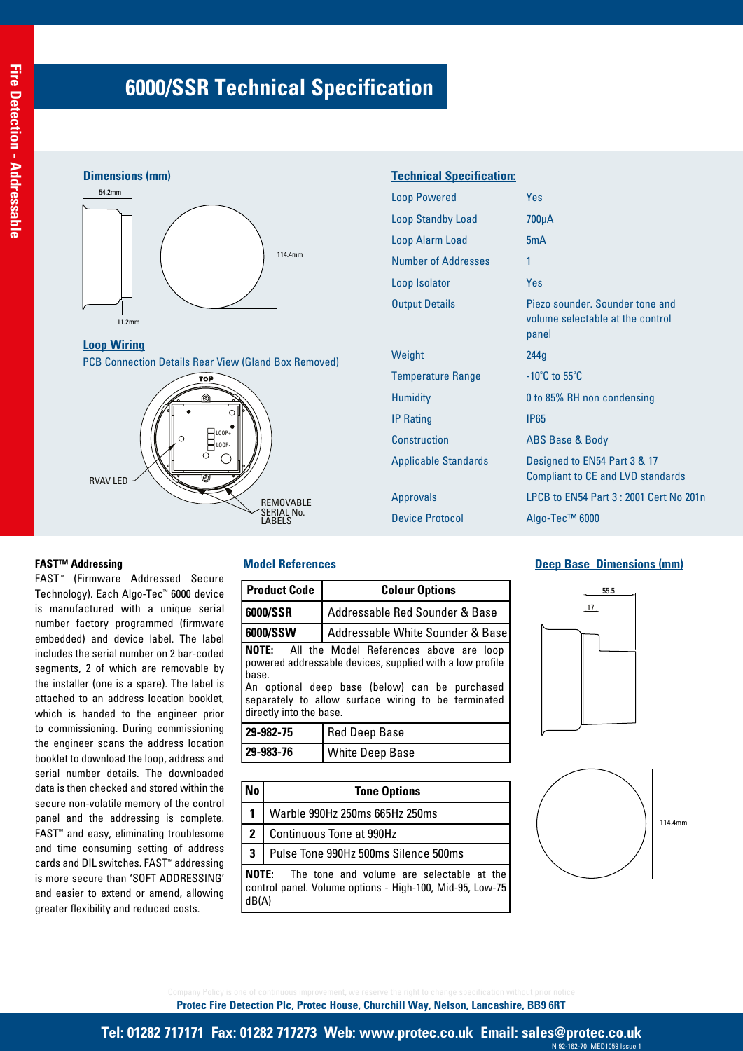# 6000/SSR Technical Specification

## Dimensions (mm)

54.2mm

114.4mm

11.2mm

## Loop Wiring

PCB Connection Details Rear View (Gland Box Removed)

TOP

LOOP+

LOOP-

RVAV LED

REMOVABLE SERIAL No. LABELS

## Technical Specification:

| | |
|---|---|
| Loop Powered | Yes |
| Loop Standby Load | 700μA |
| Loop Alarm Load | 5mA |
| Number of Addresses | 1 |
| Loop Isolator | Yes |
| Output Details | Piezo sounder. Sounder tone and volume selectable at the control panel |
| Weight | 244g |
| Temperature Range | -10°C to 55°C |
| Humidity | 0 to 85% RH non condensing |
| IP Rating | IP65 |
| Construction | ABS Base & Body |
| Applicable Standards | Designed to EN54 Part 3 & 17<br>Compliant to CE and LVD standards |
| Approvals | LPCB to EN54 Part 3 : 2001 Cert No 201n |
| Device Protocol | Algo-Tec™ 6000 |

### FAST™ Addressing

FAST™ (Firmware Addressed Secure Technology). Each Algo-Tec™ 6000 device is manufactured with a unique serial number factory programmed (firmware embedded) and device label. The label includes the serial number on 2 bar-coded segments, 2 of which are removable by the installer (one is a spare). The label is attached to an address location booklet, which is handed to the engineer prior to commissioning. During commissioning the engineer scans the address location booklet to download the loop, address and serial number details. The downloaded data is then checked and stored within the secure non-volatile memory of the control panel and the addressing is complete. FAST™ and easy, eliminating troublesome and time consuming setting of address cards and DIL switches. FAST™ addressing is more secure than 'SOFT ADDRESSING' and easier to extend or amend, allowing greater flexibility and reduced costs.

## Model References

| Product Code | Colour Options |
|---|---|
| 6000/SSR | Addressable Red Sounder & Base |
| 6000/SSW | Addressable White Sounder & Base |
| **NOTE:** All the Model References above are loop powered addressable devices, supplied with a low profile base. An optional deep base (below) can be purchased separately to allow surface wiring to be terminated directly into the base. | |
| 29-982-75 | Red Deep Base |
| 29-983-76 | White Deep Base |

| No | Tone Options |
|---|---|
| 1 | Warble 990Hz 250ms 665Hz 250ms |
| 2 | Continuous Tone at 990Hz |
| 3 | Pulse Tone 990Hz 500ms Silence 500ms |
| **NOTE:** The tone and volume are selectable at the control panel. Volume options - High-100, Mid-95, Low-75 dB(A) | |

## Deep Base Dimensions (mm)

55.5

17

114.4mm

Company Policy is one of continuous improvement, we reserve the right to change specification without prior notice

**Protec Fire Detection Plc, Protec House, Churchill Way, Nelson, Lancashire, BB9 6RT**

**Tel: 01282 717171 Fax: 01282 717273 Web: www.protec.co.uk Email: sales@protec.co.uk**

N 92-162-70 MED1059 Issue 1